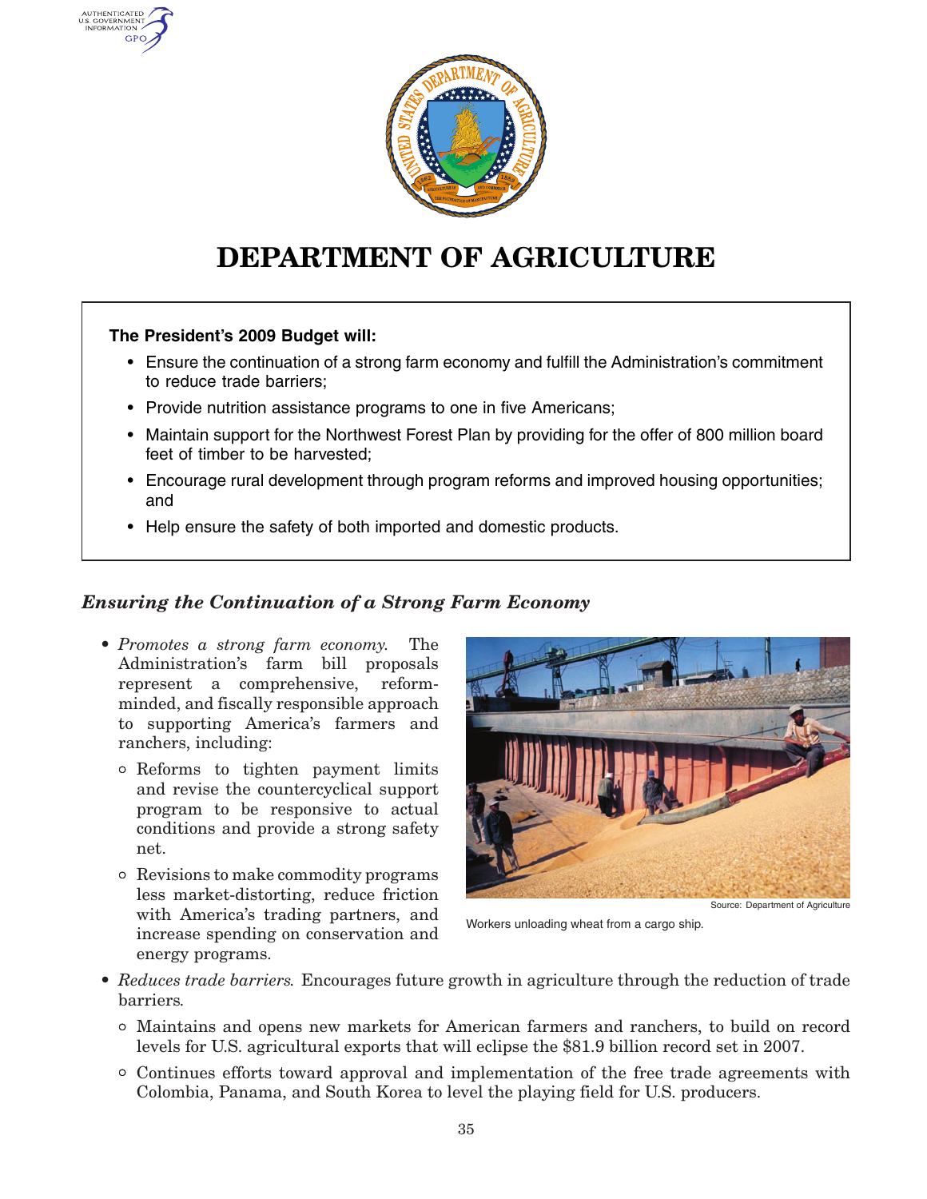# DEPARTMENT OF AGRICULTURE

**The President's 2009 Budget will:**

- Ensure the continuation of a strong farm economy and fulfill the Administration's commitment to reduce trade barriers;
- Provide nutrition assistance programs to one in five Americans;
- Maintain support for the Northwest Forest Plan by providing for the offer of 800 million board feet of timber to be harvested;
- Encourage rural development through program reforms and improved housing opportunities; and
- Help ensure the safety of both imported and domestic products.

## *Ensuring the Continuation of a Strong Farm Economy*

- *Promotes a strong farm economy.* The Administration's farm bill proposals represent a comprehensive, reform-minded, and fiscally responsible approach to supporting America's farmers and ranchers, including:
  - Reforms to tighten payment limits and revise the countercyclical support program to be responsive to actual conditions and provide a strong safety net.
  - Revisions to make commodity programs less market-distorting, reduce friction with America's trading partners, and increase spending on conservation and energy programs.

Source: Department of Agriculture

Workers unloading wheat from a cargo ship.

- *Reduces trade barriers.* Encourages future growth in agriculture through the reduction of trade barriers.
  - Maintains and opens new markets for American farmers and ranchers, to build on record levels for U.S. agricultural exports that will eclipse the $81.9 billion record set in 2007.
  - Continues efforts toward approval and implementation of the free trade agreements with Colombia, Panama, and South Korea to level the playing field for U.S. producers.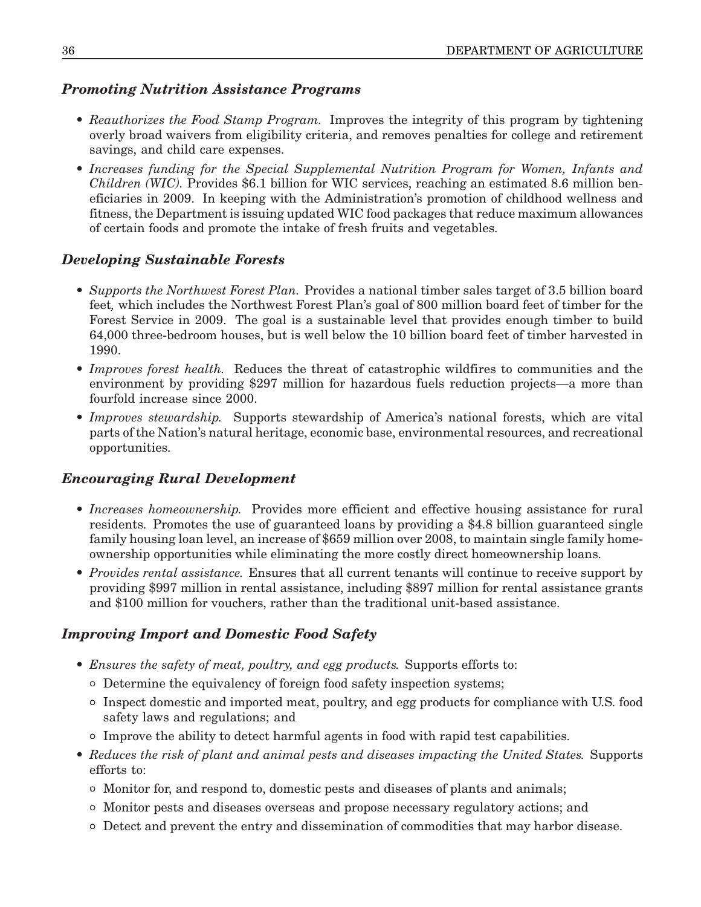### *Promoting Nutrition Assistance Programs*

- *Reauthorizes the Food Stamp Program.* Improves the integrity of this program by tightening overly broad waivers from eligibility criteria, and removes penalties for college and retirement savings, and child care expenses.
- *Increases funding for the Special Supplemental Nutrition Program for Women, Infants and Children (WIC).* Provides $6.1 billion for WIC services, reaching an estimated 8.6 million beneficiaries in 2009. In keeping with the Administration's promotion of childhood wellness and fitness, the Department is issuing updated WIC food packages that reduce maximum allowances of certain foods and promote the intake of fresh fruits and vegetables.

### *Developing Sustainable Forests*

- *Supports the Northwest Forest Plan.* Provides a national timber sales target of 3.5 billion board feet, which includes the Northwest Forest Plan's goal of 800 million board feet of timber for the Forest Service in 2009. The goal is a sustainable level that provides enough timber to build 64,000 three-bedroom houses, but is well below the 10 billion board feet of timber harvested in 1990.
- *Improves forest health.* Reduces the threat of catastrophic wildfires to communities and the environment by providing $297 million for hazardous fuels reduction projects—a more than fourfold increase since 2000.
- *Improves stewardship.* Supports stewardship of America's national forests, which are vital parts of the Nation's natural heritage, economic base, environmental resources, and recreational opportunities.

### *Encouraging Rural Development*

- *Increases homeownership.* Provides more efficient and effective housing assistance for rural residents. Promotes the use of guaranteed loans by providing a $4.8 billion guaranteed single family housing loan level, an increase of $659 million over 2008, to maintain single family homeownership opportunities while eliminating the more costly direct homeownership loans.
- *Provides rental assistance.* Ensures that all current tenants will continue to receive support by providing $997 million in rental assistance, including $897 million for rental assistance grants and $100 million for vouchers, rather than the traditional unit-based assistance.

### *Improving Import and Domestic Food Safety*

- *Ensures the safety of meat, poultry, and egg products.* Supports efforts to:
  - Determine the equivalency of foreign food safety inspection systems;
  - Inspect domestic and imported meat, poultry, and egg products for compliance with U.S. food safety laws and regulations; and
  - Improve the ability to detect harmful agents in food with rapid test capabilities.
- *Reduces the risk of plant and animal pests and diseases impacting the United States.* Supports efforts to:
  - Monitor for, and respond to, domestic pests and diseases of plants and animals;
  - Monitor pests and diseases overseas and propose necessary regulatory actions; and
  - Detect and prevent the entry and dissemination of commodities that may harbor disease.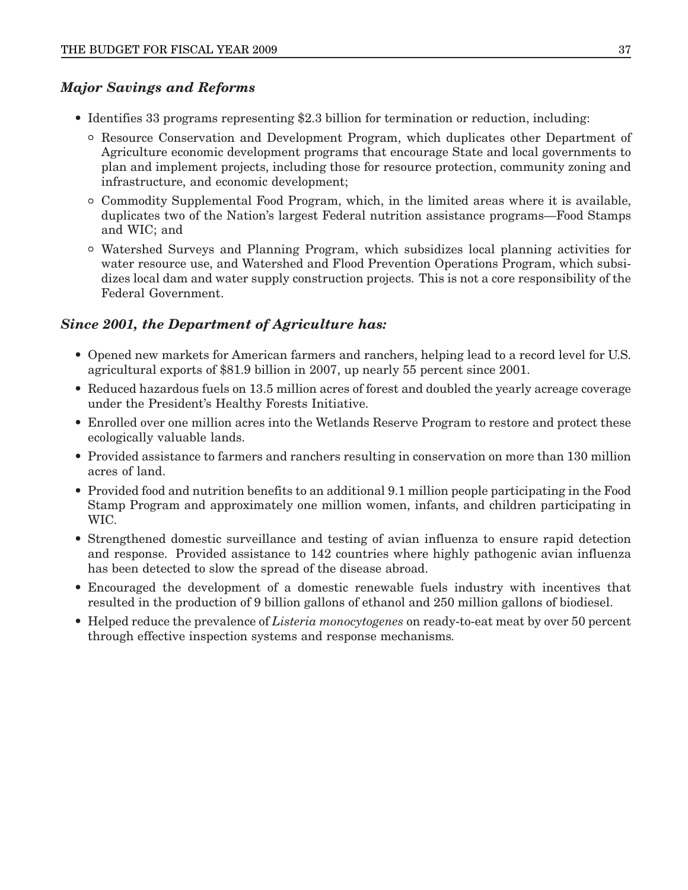### *Major Savings and Reforms*

- Identifies 33 programs representing $2.3 billion for termination or reduction, including:
  - Resource Conservation and Development Program, which duplicates other Department of Agriculture economic development programs that encourage State and local governments to plan and implement projects, including those for resource protection, community zoning and infrastructure, and economic development;
  - Commodity Supplemental Food Program, which, in the limited areas where it is available, duplicates two of the Nation's largest Federal nutrition assistance programs—Food Stamps and WIC; and
  - Watershed Surveys and Planning Program, which subsidizes local planning activities for water resource use, and Watershed and Flood Prevention Operations Program, which subsidizes local dam and water supply construction projects. This is not a core responsibility of the Federal Government.

### *Since 2001, the Department of Agriculture has:*

- Opened new markets for American farmers and ranchers, helping lead to a record level for U.S. agricultural exports of $81.9 billion in 2007, up nearly 55 percent since 2001.
- Reduced hazardous fuels on 13.5 million acres of forest and doubled the yearly acreage coverage under the President's Healthy Forests Initiative.
- Enrolled over one million acres into the Wetlands Reserve Program to restore and protect these ecologically valuable lands.
- Provided assistance to farmers and ranchers resulting in conservation on more than 130 million acres of land.
- Provided food and nutrition benefits to an additional 9.1 million people participating in the Food Stamp Program and approximately one million women, infants, and children participating in WIC.
- Strengthened domestic surveillance and testing of avian influenza to ensure rapid detection and response. Provided assistance to 142 countries where highly pathogenic avian influenza has been detected to slow the spread of the disease abroad.
- Encouraged the development of a domestic renewable fuels industry with incentives that resulted in the production of 9 billion gallons of ethanol and 250 million gallons of biodiesel.
- Helped reduce the prevalence of *Listeria monocytogenes* on ready-to-eat meat by over 50 percent through effective inspection systems and response mechanisms.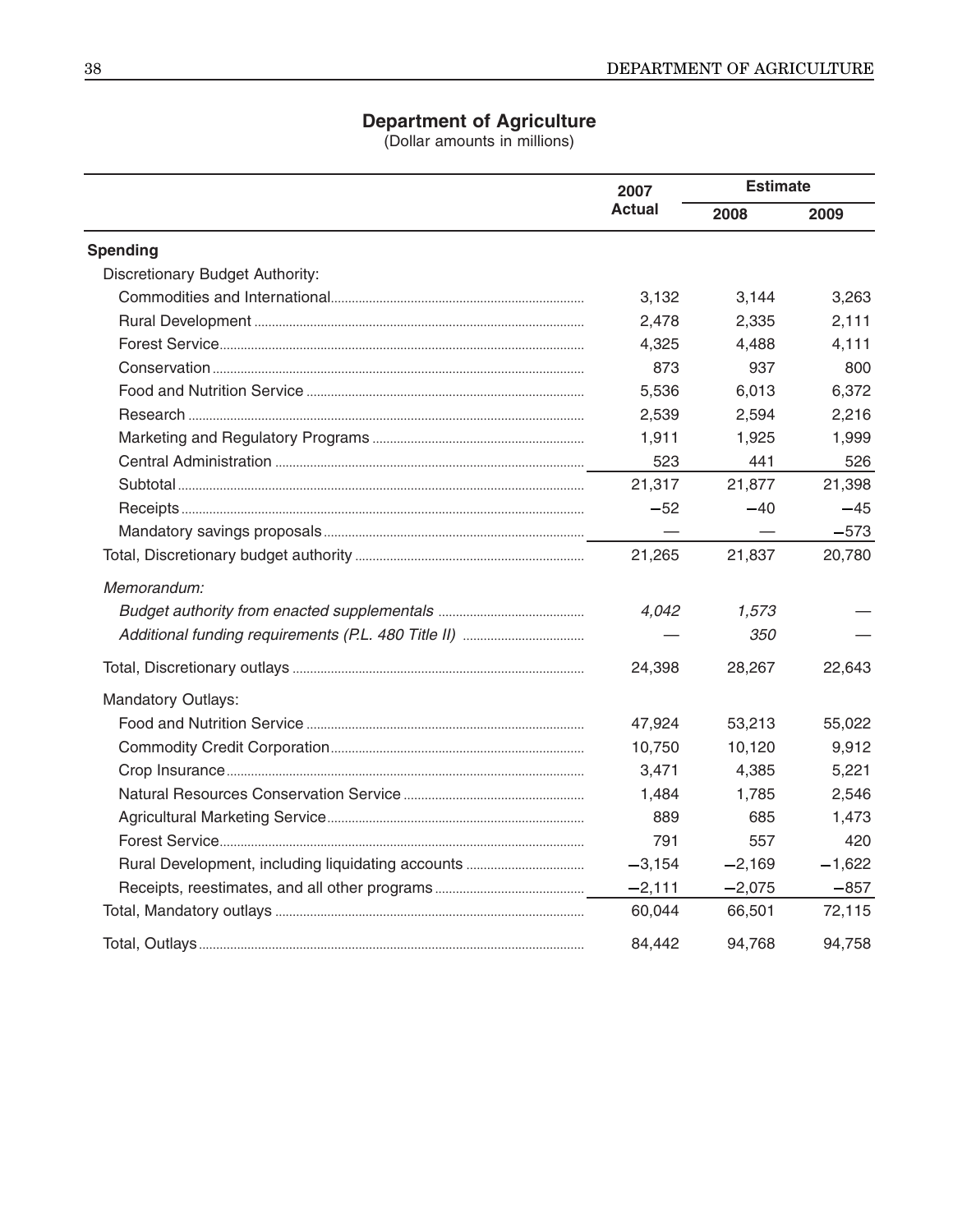## Department of Agriculture

(Dollar amounts in millions)

| | 2007 Actual | Estimate | |
|---|---|---|---|
| | | 2008 | 2009 |
| **Spending** | | | |
| Discretionary Budget Authority: | | | |
| Commodities and International | 3,132 | 3,144 | 3,263 |
| Rural Development | 2,478 | 2,335 | 2,111 |
| Forest Service | 4,325 | 4,488 | 4,111 |
| Conservation | 873 | 937 | 800 |
| Food and Nutrition Service | 5,536 | 6,013 | 6,372 |
| Research | 2,539 | 2,594 | 2,216 |
| Marketing and Regulatory Programs | 1,911 | 1,925 | 1,999 |
| Central Administration | 523 | 441 | 526 |
| Subtotal | 21,317 | 21,877 | 21,398 |
| Receipts | −52 | −40 | −45 |
| Mandatory savings proposals | — | — | −573 |
| Total, Discretionary budget authority | 21,265 | 21,837 | 20,780 |
| *Memorandum:* | | | |
| *Budget authority from enacted supplementals* | *4,042* | *1,573* | — |
| *Additional funding requirements (P.L. 480 Title II)* | — | *350* | — |
| Total, Discretionary outlays | 24,398 | 28,267 | 22,643 |
| Mandatory Outlays: | | | |
| Food and Nutrition Service | 47,924 | 53,213 | 55,022 |
| Commodity Credit Corporation | 10,750 | 10,120 | 9,912 |
| Crop Insurance | 3,471 | 4,385 | 5,221 |
| Natural Resources Conservation Service | 1,484 | 1,785 | 2,546 |
| Agricultural Marketing Service | 889 | 685 | 1,473 |
| Forest Service | 791 | 557 | 420 |
| Rural Development, including liquidating accounts | −3,154 | −2,169 | −1,622 |
| Receipts, reestimates, and all other programs | −2,111 | −2,075 | −857 |
| Total, Mandatory outlays | 60,044 | 66,501 | 72,115 |
| Total, Outlays | 84,442 | 94,768 | 94,758 |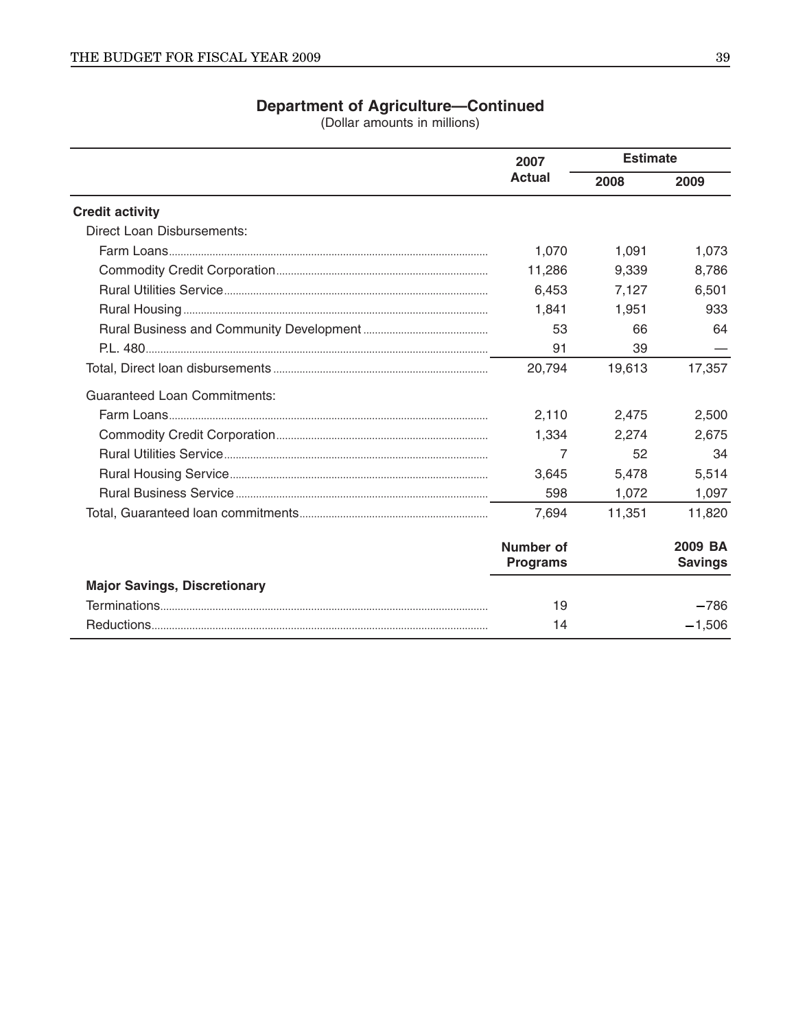## Department of Agriculture—Continued

(Dollar amounts in millions)

| | 2007 Actual | Estimate | |
|---|---|---|---|
| | | 2008 | 2009 |
| **Credit activity** | | | |
| Direct Loan Disbursements: | | | |
| Farm Loans | 1,070 | 1,091 | 1,073 |
| Commodity Credit Corporation | 11,286 | 9,339 | 8,786 |
| Rural Utilities Service | 6,453 | 7,127 | 6,501 |
| Rural Housing | 1,841 | 1,951 | 933 |
| Rural Business and Community Development | 53 | 66 | 64 |
| P.L. 480 | 91 | 39 | — |
| Total, Direct loan disbursements | 20,794 | 19,613 | 17,357 |
| Guaranteed Loan Commitments: | | | |
| Farm Loans | 2,110 | 2,475 | 2,500 |
| Commodity Credit Corporation | 1,334 | 2,274 | 2,675 |
| Rural Utilities Service | 7 | 52 | 34 |
| Rural Housing Service | 3,645 | 5,478 | 5,514 |
| Rural Business Service | 598 | 1,072 | 1,097 |
| Total, Guaranteed loan commitments | 7,694 | 11,351 | 11,820 |

| | Number of Programs | 2009 BA Savings |
|---|---|---|
| **Major Savings, Discretionary** | | |
| Terminations | 19 | −786 |
| Reductions | 14 | −1,506 |